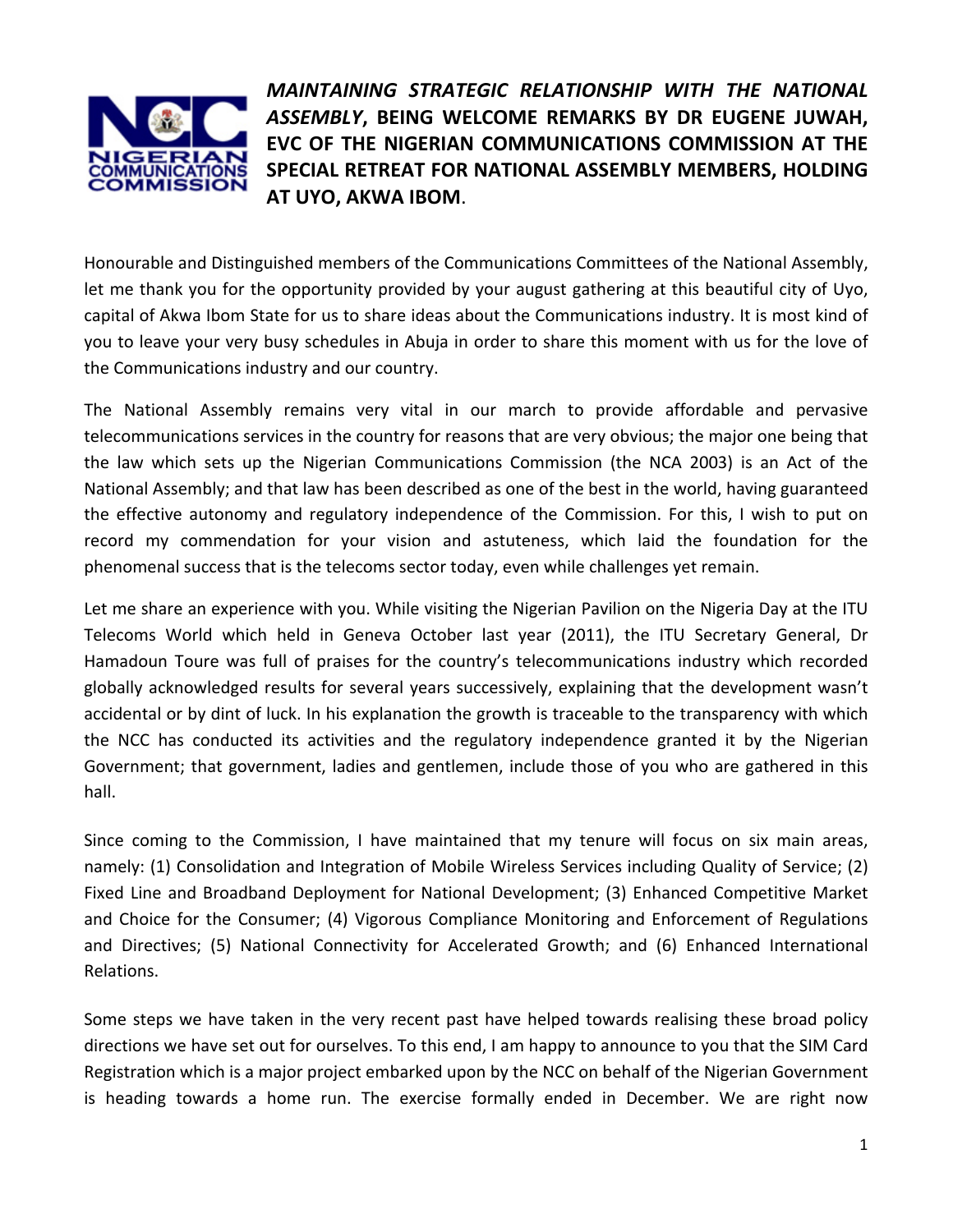**_MAINTAINING STRATEGIC RELATIONSHIP WITH THE NATIONAL ASSEMBLY_, BEING WELCOME REMARKS BY DR EUGENE JUWAH, EVC OF THE NIGERIAN COMMUNICATIONS COMMISSION AT THE SPECIAL RETREAT FOR NATIONAL ASSEMBLY MEMBERS, HOLDING AT UYO, AKWA IBOM**.

Honourable and Distinguished members of the Communications Committees of the National Assembly, let me thank you for the opportunity provided by your august gathering at this beautiful city of Uyo, capital of Akwa Ibom State for us to share ideas about the Communications industry. It is most kind of you to leave your very busy schedules in Abuja in order to share this moment with us for the love of the Communications industry and our country.

The National Assembly remains very vital in our march to provide affordable and pervasive telecommunications services in the country for reasons that are very obvious; the major one being that the law which sets up the Nigerian Communications Commission (the NCA 2003) is an Act of the National Assembly; and that law has been described as one of the best in the world, having guaranteed the effective autonomy and regulatory independence of the Commission. For this, I wish to put on record my commendation for your vision and astuteness, which laid the foundation for the phenomenal success that is the telecoms sector today, even while challenges yet remain.

Let me share an experience with you. While visiting the Nigerian Pavilion on the Nigeria Day at the ITU Telecoms World which held in Geneva October last year (2011), the ITU Secretary General, Dr Hamadoun Toure was full of praises for the country's telecommunications industry which recorded globally acknowledged results for several years successively, explaining that the development wasn't accidental or by dint of luck. In his explanation the growth is traceable to the transparency with which the NCC has conducted its activities and the regulatory independence granted it by the Nigerian Government; that government, ladies and gentlemen, include those of you who are gathered in this hall.

Since coming to the Commission, I have maintained that my tenure will focus on six main areas, namely: (1) Consolidation and Integration of Mobile Wireless Services including Quality of Service; (2) Fixed Line and Broadband Deployment for National Development; (3) Enhanced Competitive Market and Choice for the Consumer; (4) Vigorous Compliance Monitoring and Enforcement of Regulations and Directives; (5) National Connectivity for Accelerated Growth; and (6) Enhanced International Relations.

Some steps we have taken in the very recent past have helped towards realising these broad policy directions we have set out for ourselves. To this end, I am happy to announce to you that the SIM Card Registration which is a major project embarked upon by the NCC on behalf of the Nigerian Government is heading towards a home run. The exercise formally ended in December. We are right now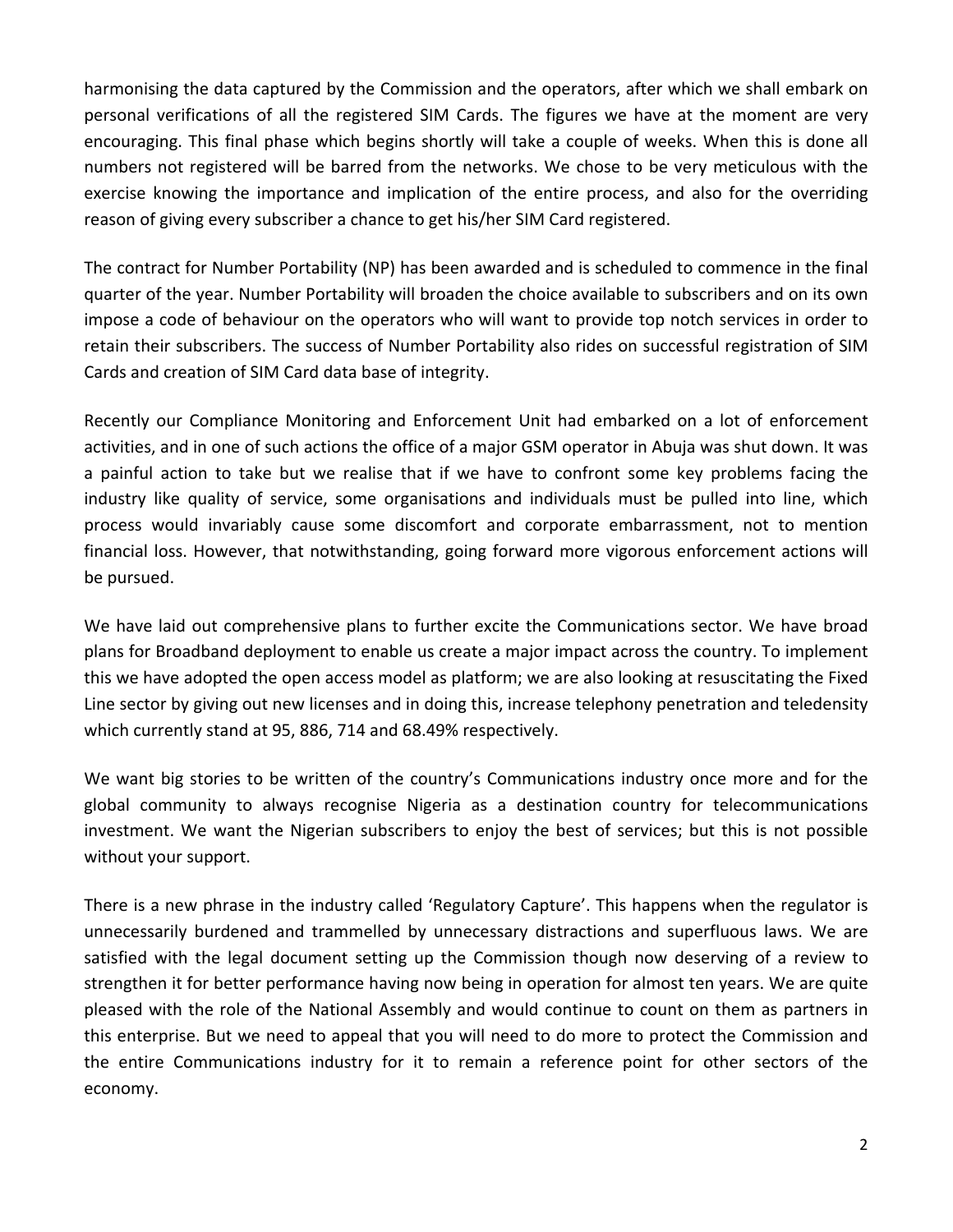harmonising the data captured by the Commission and the operators, after which we shall embark on personal verifications of all the registered SIM Cards. The figures we have at the moment are very encouraging. This final phase which begins shortly will take a couple of weeks. When this is done all numbers not registered will be barred from the networks. We chose to be very meticulous with the exercise knowing the importance and implication of the entire process, and also for the overriding reason of giving every subscriber a chance to get his/her SIM Card registered.

The contract for Number Portability (NP) has been awarded and is scheduled to commence in the final quarter of the year. Number Portability will broaden the choice available to subscribers and on its own impose a code of behaviour on the operators who will want to provide top notch services in order to retain their subscribers. The success of Number Portability also rides on successful registration of SIM Cards and creation of SIM Card data base of integrity.

Recently our Compliance Monitoring and Enforcement Unit had embarked on a lot of enforcement activities, and in one of such actions the office of a major GSM operator in Abuja was shut down. It was a painful action to take but we realise that if we have to confront some key problems facing the industry like quality of service, some organisations and individuals must be pulled into line, which process would invariably cause some discomfort and corporate embarrassment, not to mention financial loss. However, that notwithstanding, going forward more vigorous enforcement actions will be pursued.

We have laid out comprehensive plans to further excite the Communications sector. We have broad plans for Broadband deployment to enable us create a major impact across the country. To implement this we have adopted the open access model as platform; we are also looking at resuscitating the Fixed Line sector by giving out new licenses and in doing this, increase telephony penetration and teledensity which currently stand at 95, 886, 714 and 68.49% respectively.

We want big stories to be written of the country's Communications industry once more and for the global community to always recognise Nigeria as a destination country for telecommunications investment. We want the Nigerian subscribers to enjoy the best of services; but this is not possible without your support.

There is a new phrase in the industry called 'Regulatory Capture'. This happens when the regulator is unnecessarily burdened and trammelled by unnecessary distractions and superfluous laws. We are satisfied with the legal document setting up the Commission though now deserving of a review to strengthen it for better performance having now being in operation for almost ten years. We are quite pleased with the role of the National Assembly and would continue to count on them as partners in this enterprise. But we need to appeal that you will need to do more to protect the Commission and the entire Communications industry for it to remain a reference point for other sectors of the economy.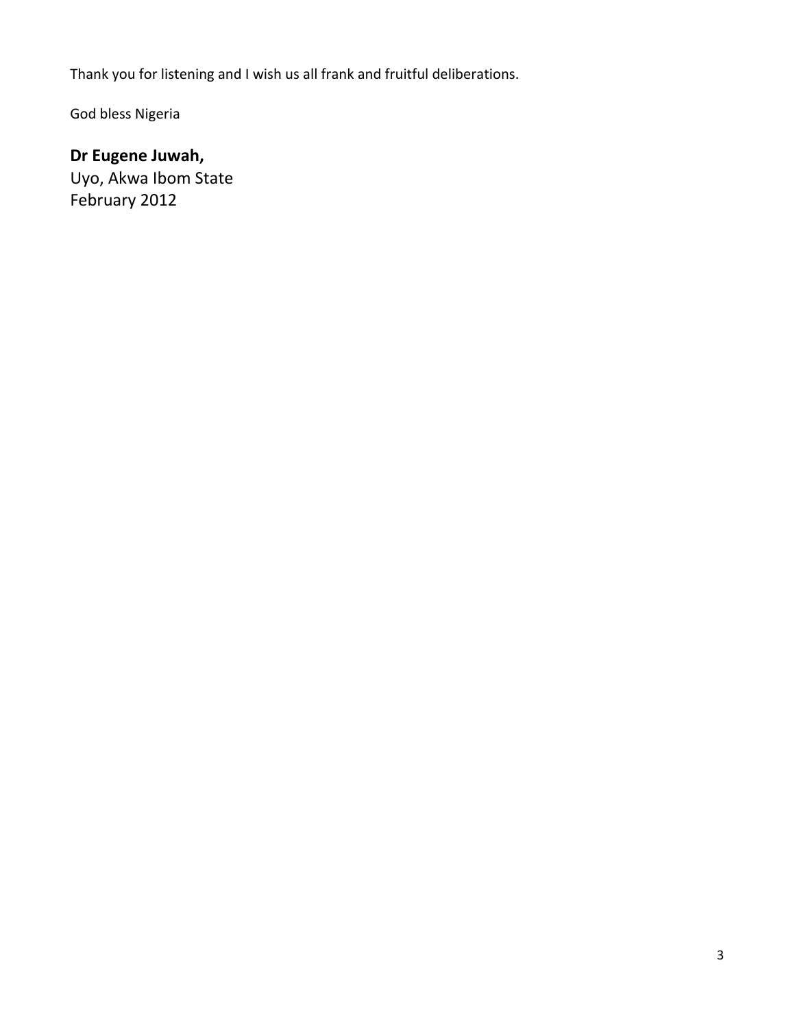Thank you for listening and I wish us all frank and fruitful deliberations.

God bless Nigeria

**Dr Eugene Juwah,**
Uyo, Akwa Ibom State
February 2012